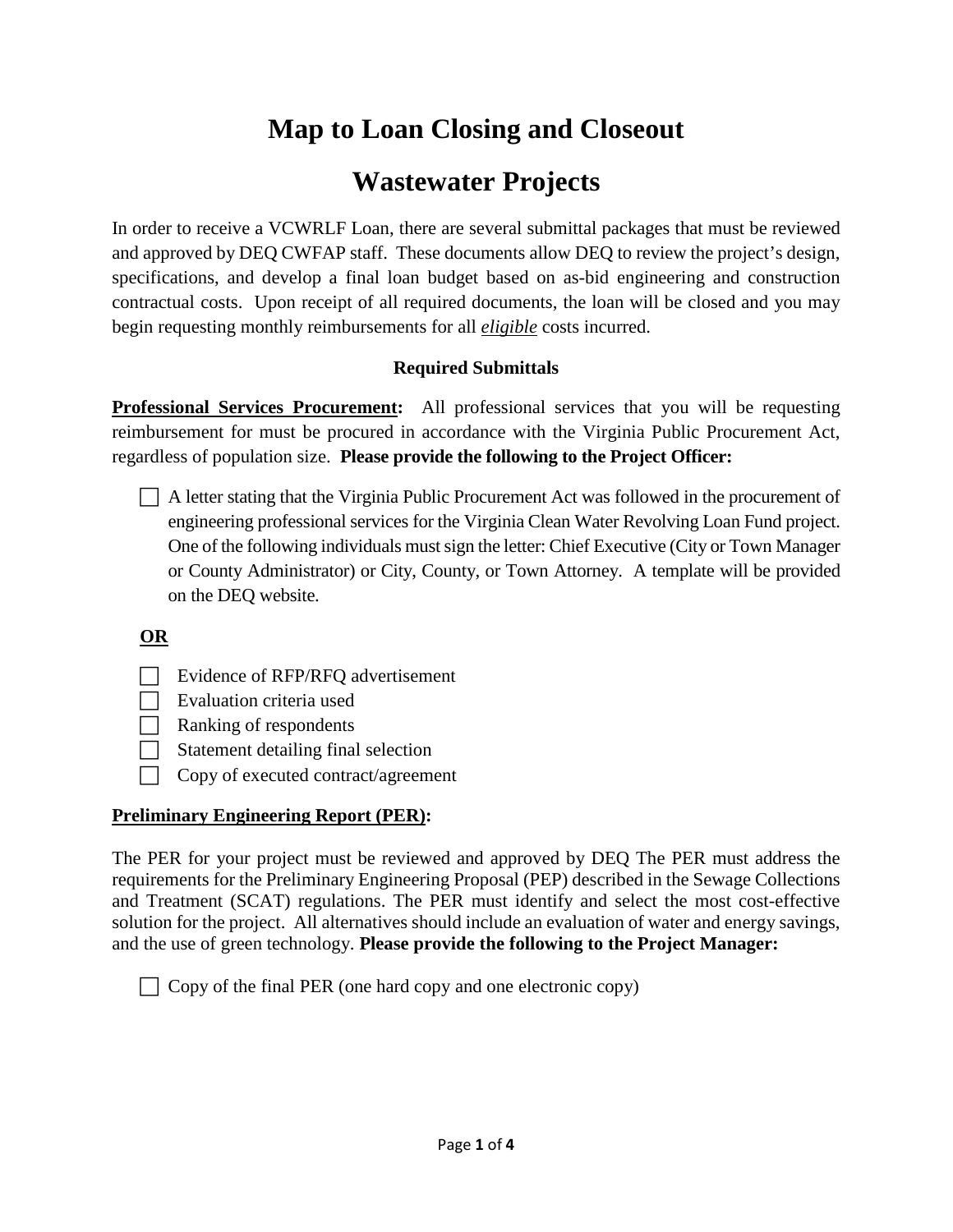# Map to Loan Closing and Closeout

# Wastewater Projects

In order to receive a VCWRLF Loan, there are several submittal packages that must be reviewed and approved by DEQ CWFAP staff. These documents allow DEQ to review the project's design, specifications, and develop a final loan budget based on as-bid engineering and construction contractual costs. Upon receipt of all required documents, the loan will be closed and you may begin requesting monthly reimbursements for all ***eligible*** costs incurred.

### Required Submittals

**Professional Services Procurement:** All professional services that you will be requesting reimbursement for must be procured in accordance with the Virginia Public Procurement Act, regardless of population size. **Please provide the following to the Project Officer:**

- [ ] A letter stating that the Virginia Public Procurement Act was followed in the procurement of engineering professional services for the Virginia Clean Water Revolving Loan Fund project. One of the following individuals must sign the letter: Chief Executive (City or Town Manager or County Administrator) or City, County, or Town Attorney. A template will be provided on the DEQ website.

**OR**

- [ ] Evidence of RFP/RFQ advertisement
- [ ] Evaluation criteria used
- [ ] Ranking of respondents
- [ ] Statement detailing final selection
- [ ] Copy of executed contract/agreement

**Preliminary Engineering Report (PER):**

The PER for your project must be reviewed and approved by DEQ The PER must address the requirements for the Preliminary Engineering Proposal (PEP) described in the Sewage Collections and Treatment (SCAT) regulations. The PER must identify and select the most cost-effective solution for the project. All alternatives should include an evaluation of water and energy savings, and the use of green technology. **Please provide the following to the Project Manager:**

- [ ] Copy of the final PER (one hard copy and one electronic copy)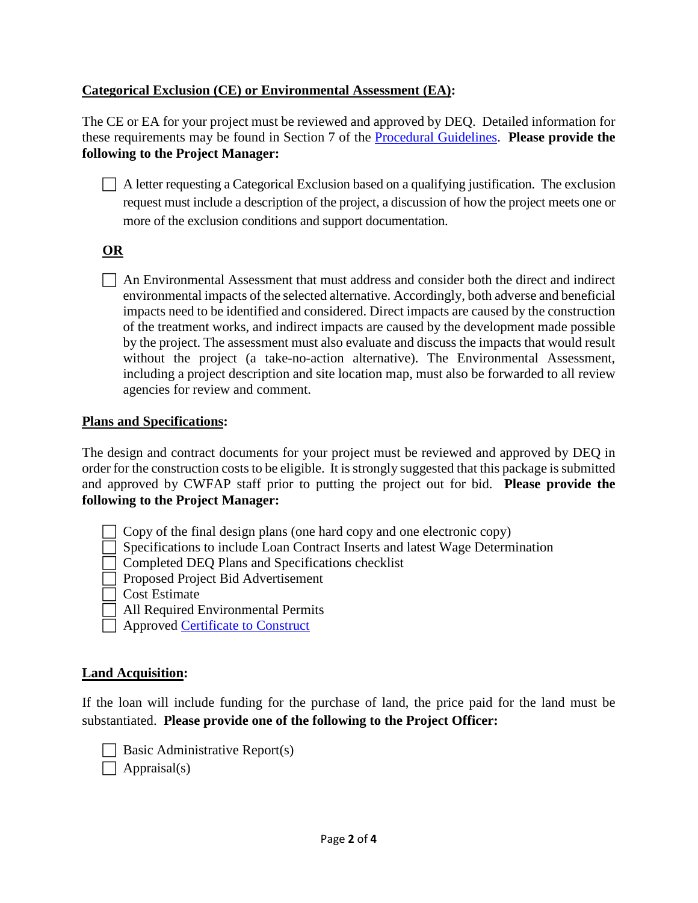**Categorical Exclusion (CE) or Environmental Assessment (EA):**

The CE or EA for your project must be reviewed and approved by DEQ. Detailed information for these requirements may be found in Section 7 of the Procedural Guidelines. **Please provide the following to the Project Manager:**

- [ ] A letter requesting a Categorical Exclusion based on a qualifying justification. The exclusion request must include a description of the project, a discussion of how the project meets one or more of the exclusion conditions and support documentation.

**OR**

- [ ] An Environmental Assessment that must address and consider both the direct and indirect environmental impacts of the selected alternative. Accordingly, both adverse and beneficial impacts need to be identified and considered. Direct impacts are caused by the construction of the treatment works, and indirect impacts are caused by the development made possible by the project. The assessment must also evaluate and discuss the impacts that would result without the project (a take-no-action alternative). The Environmental Assessment, including a project description and site location map, must also be forwarded to all review agencies for review and comment.

**Plans and Specifications:**

The design and contract documents for your project must be reviewed and approved by DEQ in order for the construction costs to be eligible. It is strongly suggested that this package is submitted and approved by CWFAP staff prior to putting the project out for bid. **Please provide the following to the Project Manager:**

- [ ] Copy of the final design plans (one hard copy and one electronic copy)
- [ ] Specifications to include Loan Contract Inserts and latest Wage Determination
- [ ] Completed DEQ Plans and Specifications checklist
- [ ] Proposed Project Bid Advertisement
- [ ] Cost Estimate
- [ ] All Required Environmental Permits
- [ ] Approved Certificate to Construct

**Land Acquisition:**

If the loan will include funding for the purchase of land, the price paid for the land must be substantiated. **Please provide one of the following to the Project Officer:**

- [ ] Basic Administrative Report(s)
- [ ] Appraisal(s)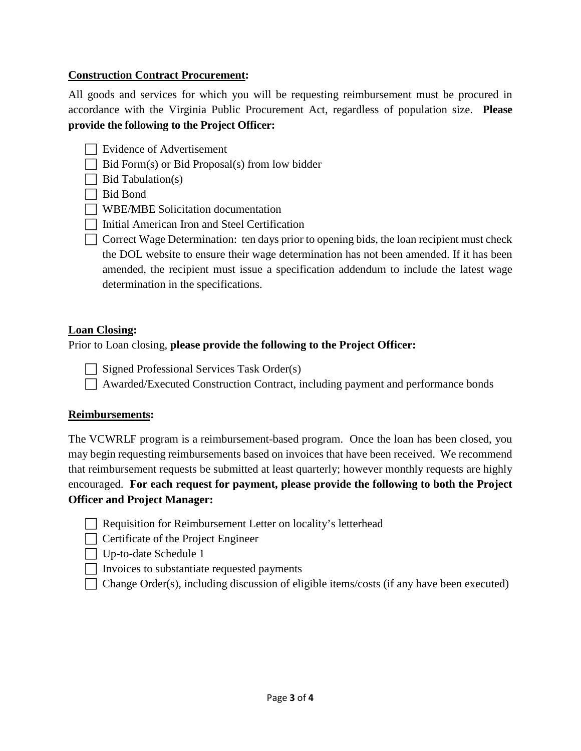**Construction Contract Procurement:**

All goods and services for which you will be requesting reimbursement must be procured in accordance with the Virginia Public Procurement Act, regardless of population size. **Please provide the following to the Project Officer:**

- [ ] Evidence of Advertisement
- [ ] Bid Form(s) or Bid Proposal(s) from low bidder
- [ ] Bid Tabulation(s)
- [ ] Bid Bond
- [ ] WBE/MBE Solicitation documentation
- [ ] Initial American Iron and Steel Certification
- [ ] Correct Wage Determination: ten days prior to opening bids, the loan recipient must check the DOL website to ensure their wage determination has not been amended. If it has been amended, the recipient must issue a specification addendum to include the latest wage determination in the specifications.

**Loan Closing:**

Prior to Loan closing, **please provide the following to the Project Officer:**

- [ ] Signed Professional Services Task Order(s)
- [ ] Awarded/Executed Construction Contract, including payment and performance bonds

**Reimbursements:**

The VCWRLF program is a reimbursement-based program. Once the loan has been closed, you may begin requesting reimbursements based on invoices that have been received. We recommend that reimbursement requests be submitted at least quarterly; however monthly requests are highly encouraged. **For each request for payment, please provide the following to both the Project Officer and Project Manager:**

- [ ] Requisition for Reimbursement Letter on locality's letterhead
- [ ] Certificate of the Project Engineer
- [ ] Up-to-date Schedule 1
- [ ] Invoices to substantiate requested payments
- [ ] Change Order(s), including discussion of eligible items/costs (if any have been executed)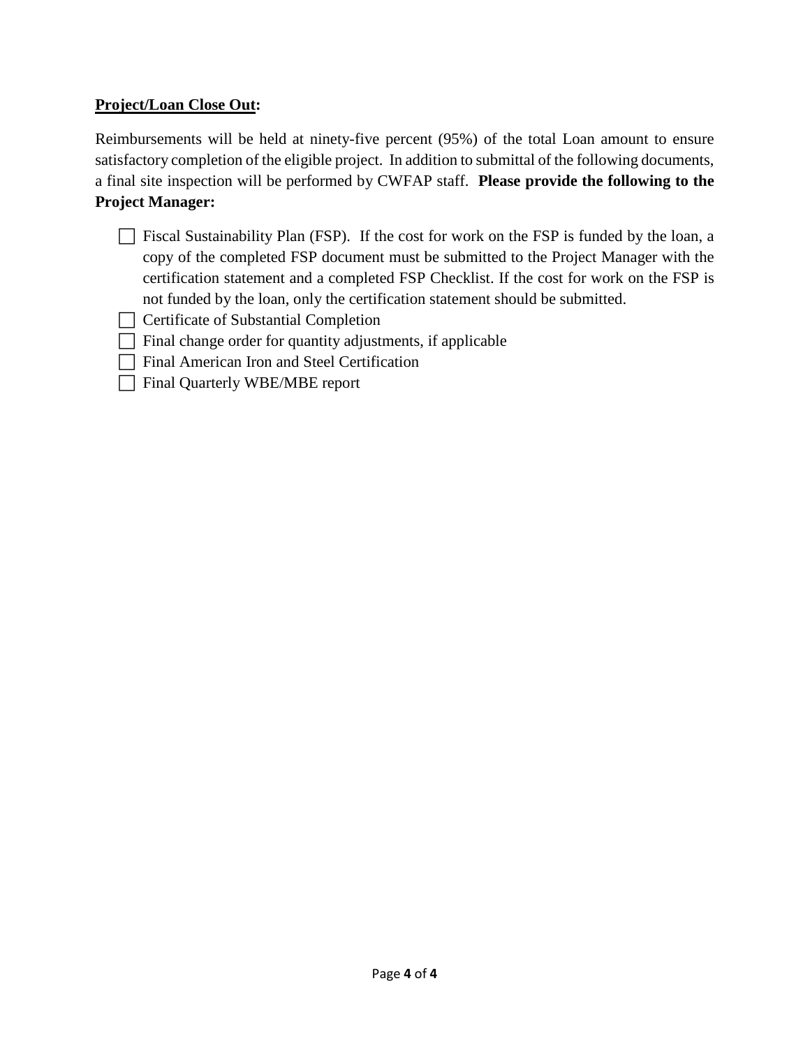**Project/Loan Close Out:**

Reimbursements will be held at ninety-five percent (95%) of the total Loan amount to ensure satisfactory completion of the eligible project. In addition to submittal of the following documents, a final site inspection will be performed by CWFAP staff. **Please provide the following to the Project Manager:**

- [ ] Fiscal Sustainability Plan (FSP). If the cost for work on the FSP is funded by the loan, a copy of the completed FSP document must be submitted to the Project Manager with the certification statement and a completed FSP Checklist. If the cost for work on the FSP is not funded by the loan, only the certification statement should be submitted.
- [ ] Certificate of Substantial Completion
- [ ] Final change order for quantity adjustments, if applicable
- [ ] Final American Iron and Steel Certification
- [ ] Final Quarterly WBE/MBE report